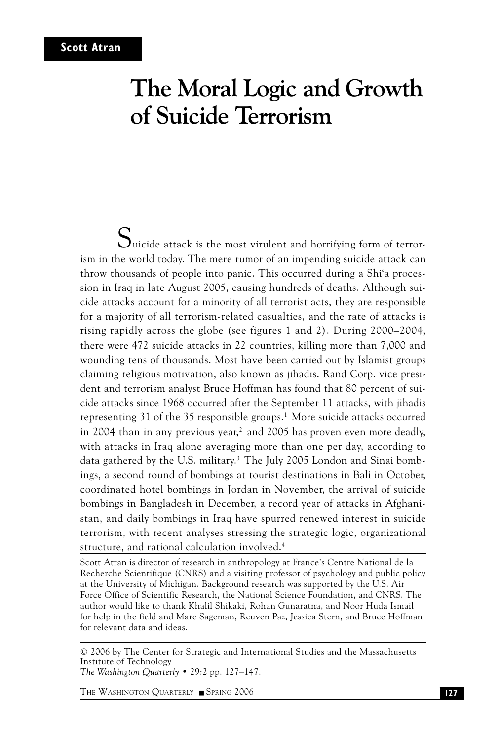**Scott Atran**

# The Moral Logic and Growth of Suicide Terrorism

Suicide attack is the most virulent and horrifying form of terrorism in the world today. The mere rumor of an impending suicide attack can throw thousands of people into panic. This occurred during a Shi'a procession in Iraq in late August 2005, causing hundreds of deaths. Although suicide attacks account for a minority of all terrorist acts, they are responsible for a majority of all terrorism-related casualties, and the rate of attacks is rising rapidly across the globe (see figures 1 and 2). During 2000–2004, there were 472 suicide attacks in 22 countries, killing more than 7,000 and wounding tens of thousands. Most have been carried out by Islamist groups claiming religious motivation, also known as jihadis. Rand Corp. vice president and terrorism analyst Bruce Hoffman has found that 80 percent of suicide attacks since 1968 occurred after the September 11 attacks, with jihadis representing 31 of the 35 responsible groups.[1] More suicide attacks occurred in 2004 than in any previous year,[2] and 2005 has proven even more deadly, with attacks in Iraq alone averaging more than one per day, according to data gathered by the U.S. military.[3] The July 2005 London and Sinai bombings, a second round of bombings at tourist destinations in Bali in October, coordinated hotel bombings in Jordan in November, the arrival of suicide bombings in Bangladesh in December, a record year of attacks in Afghanistan, and daily bombings in Iraq have spurred renewed interest in suicide terrorism, with recent analyses stressing the strategic logic, organizational structure, and rational calculation involved.[4]

Scott Atran is director of research in anthropology at France's Centre National de la Recherche Scientifique (CNRS) and a visiting professor of psychology and public policy at the University of Michigan. Background research was supported by the U.S. Air Force Office of Scientific Research, the National Science Foundation, and CNRS. The author would like to thank Khalil Shikaki, Rohan Gunaratna, and Noor Huda Ismail for help in the field and Marc Sageman, Reuven Paz, Jessica Stern, and Bruce Hoffman for relevant data and ideas.

© 2006 by The Center for Strategic and International Studies and the Massachusetts Institute of Technology
*The Washington Quarterly* • 29:2 pp. 127–147.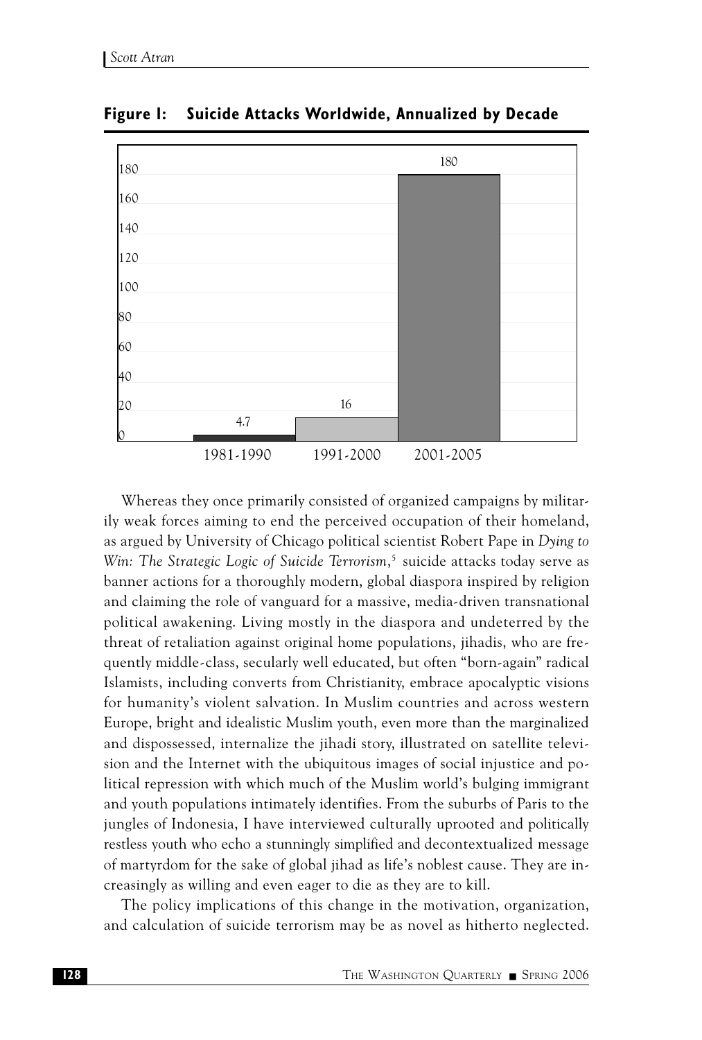**Figure 1: Suicide Attacks Worldwide, Annualized by Decade**

| Period | Suicide attacks (annualized) |
|---|---|
| 1981-1990 | 4.7 |
| 1991-2000 | 16 |
| 2001-2005 | 180 |

Whereas they once primarily consisted of organized campaigns by militarily weak forces aiming to end the perceived occupation of their homeland, as argued by University of Chicago political scientist Robert Pape in *Dying to Win: The Strategic Logic of Suicide Terrorism*,[5] suicide attacks today serve as banner actions for a thoroughly modern, global diaspora inspired by religion and claiming the role of vanguard for a massive, media-driven transnational political awakening. Living mostly in the diaspora and undeterred by the threat of retaliation against original home populations, jihadis, who are frequently middle-class, secularly well educated, but often "born-again" radical Islamists, including converts from Christianity, embrace apocalyptic visions for humanity's violent salvation. In Muslim countries and across western Europe, bright and idealistic Muslim youth, even more than the marginalized and dispossessed, internalize the jihadi story, illustrated on satellite television and the Internet with the ubiquitous images of social injustice and political repression with which much of the Muslim world's bulging immigrant and youth populations intimately identifies. From the suburbs of Paris to the jungles of Indonesia, I have interviewed culturally uprooted and politically restless youth who echo a stunningly simplified and decontextualized message of martyrdom for the sake of global jihad as life's noblest cause. They are increasingly as willing and even eager to die as they are to kill.

The policy implications of this change in the motivation, organization, and calculation of suicide terrorism may be as novel as hitherto neglected.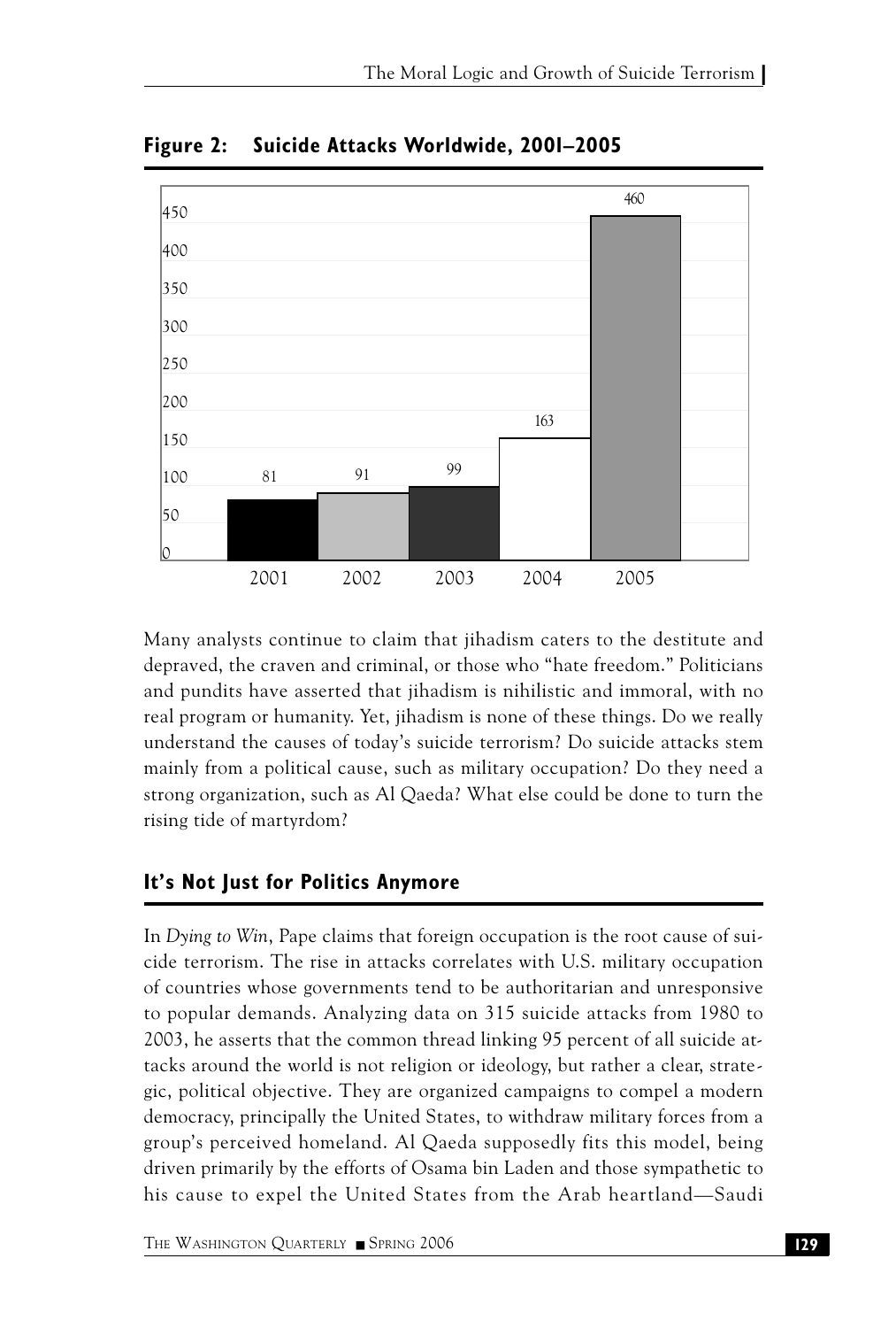**Figure 2: Suicide Attacks Worldwide, 2001–2005**

| Year | Suicide Attacks |
|---|---|
| 2001 | 81 |
| 2002 | 91 |
| 2003 | 99 |
| 2004 | 163 |
| 2005 | 460 |

Many analysts continue to claim that jihadism caters to the destitute and depraved, the craven and criminal, or those who "hate freedom." Politicians and pundits have asserted that jihadism is nihilistic and immoral, with no real program or humanity. Yet, jihadism is none of these things. Do we really understand the causes of today's suicide terrorism? Do suicide attacks stem mainly from a political cause, such as military occupation? Do they need a strong organization, such as Al Qaeda? What else could be done to turn the rising tide of martyrdom?

## It's Not Just for Politics Anymore

In *Dying to Win*, Pape claims that foreign occupation is the root cause of suicide terrorism. The rise in attacks correlates with U.S. military occupation of countries whose governments tend to be authoritarian and unresponsive to popular demands. Analyzing data on 315 suicide attacks from 1980 to 2003, he asserts that the common thread linking 95 percent of all suicide attacks around the world is not religion or ideology, but rather a clear, strategic, political objective. They are organized campaigns to compel a modern democracy, principally the United States, to withdraw military forces from a group's perceived homeland. Al Qaeda supposedly fits this model, being driven primarily by the efforts of Osama bin Laden and those sympathetic to his cause to expel the United States from the Arab heartland—Saudi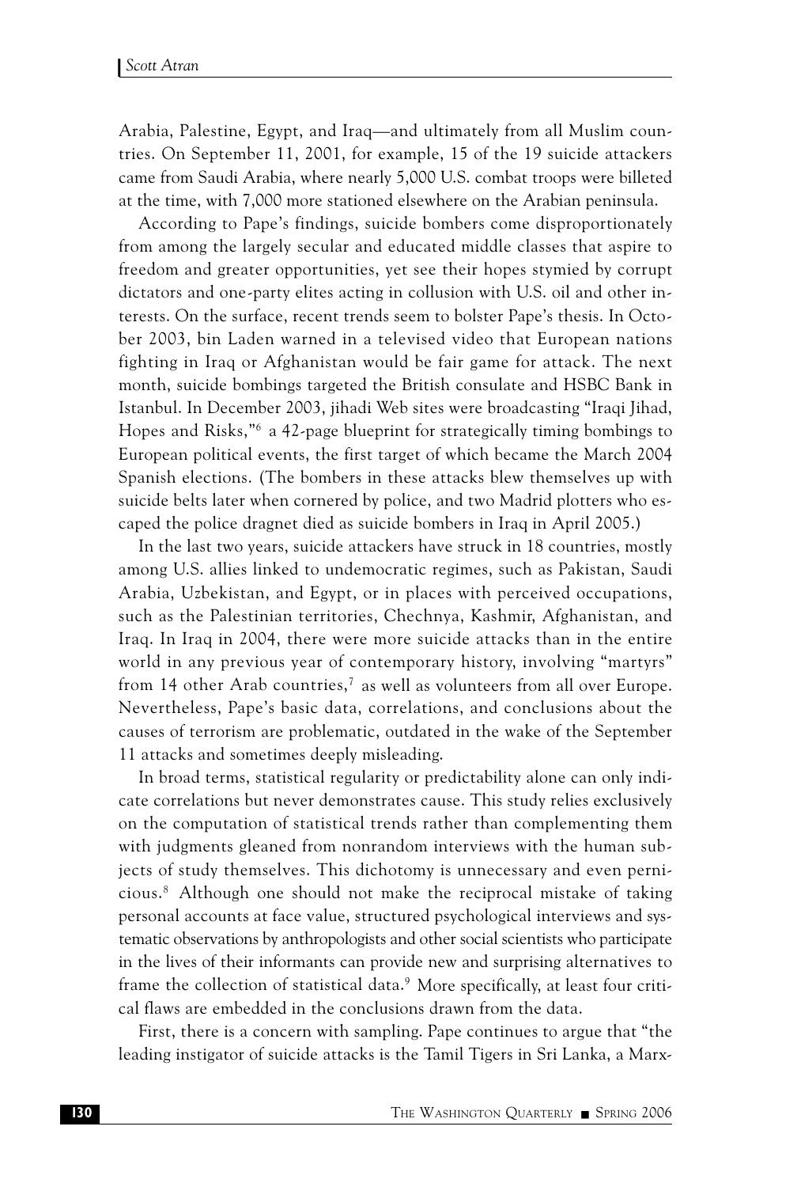Arabia, Palestine, Egypt, and Iraq—and ultimately from all Muslim countries. On September 11, 2001, for example, 15 of the 19 suicide attackers came from Saudi Arabia, where nearly 5,000 U.S. combat troops were billeted at the time, with 7,000 more stationed elsewhere on the Arabian peninsula.

According to Pape's findings, suicide bombers come disproportionately from among the largely secular and educated middle classes that aspire to freedom and greater opportunities, yet see their hopes stymied by corrupt dictators and one-party elites acting in collusion with U.S. oil and other interests. On the surface, recent trends seem to bolster Pape's thesis. In October 2003, bin Laden warned in a televised video that European nations fighting in Iraq or Afghanistan would be fair game for attack. The next month, suicide bombings targeted the British consulate and HSBC Bank in Istanbul. In December 2003, jihadi Web sites were broadcasting "Iraqi Jihad, Hopes and Risks,"[6] a 42-page blueprint for strategically timing bombings to European political events, the first target of which became the March 2004 Spanish elections. (The bombers in these attacks blew themselves up with suicide belts later when cornered by police, and two Madrid plotters who escaped the police dragnet died as suicide bombers in Iraq in April 2005.)

In the last two years, suicide attackers have struck in 18 countries, mostly among U.S. allies linked to undemocratic regimes, such as Pakistan, Saudi Arabia, Uzbekistan, and Egypt, or in places with perceived occupations, such as the Palestinian territories, Chechnya, Kashmir, Afghanistan, and Iraq. In Iraq in 2004, there were more suicide attacks than in the entire world in any previous year of contemporary history, involving "martyrs" from 14 other Arab countries,[7] as well as volunteers from all over Europe. Nevertheless, Pape's basic data, correlations, and conclusions about the causes of terrorism are problematic, outdated in the wake of the September 11 attacks and sometimes deeply misleading.

In broad terms, statistical regularity or predictability alone can only indicate correlations but never demonstrates cause. This study relies exclusively on the computation of statistical trends rather than complementing them with judgments gleaned from nonrandom interviews with the human subjects of study themselves. This dichotomy is unnecessary and even pernicious.[8] Although one should not make the reciprocal mistake of taking personal accounts at face value, structured psychological interviews and systematic observations by anthropologists and other social scientists who participate in the lives of their informants can provide new and surprising alternatives to frame the collection of statistical data.[9] More specifically, at least four critical flaws are embedded in the conclusions drawn from the data.

First, there is a concern with sampling. Pape continues to argue that "the leading instigator of suicide attacks is the Tamil Tigers in Sri Lanka, a Marx-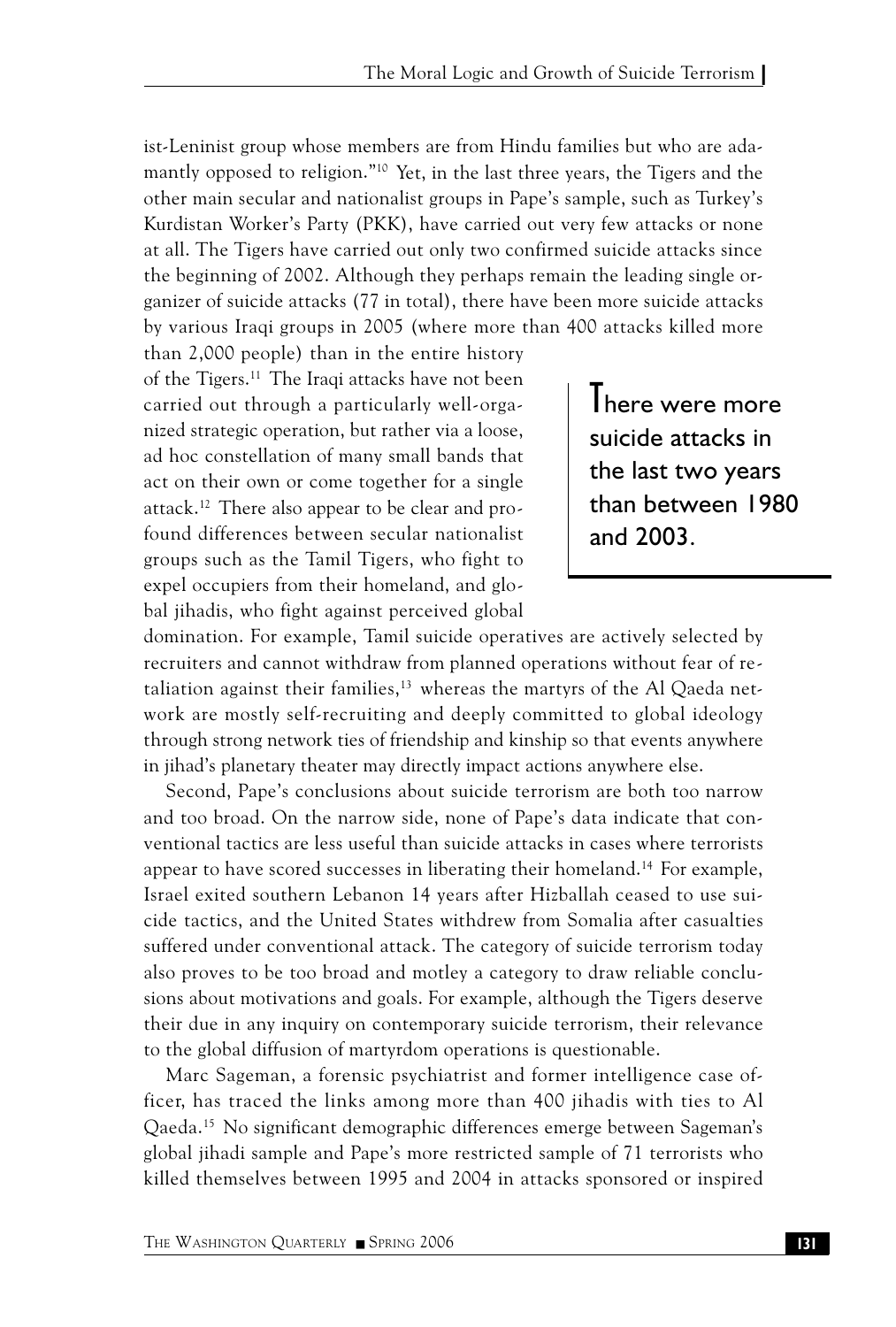ist-Leninist group whose members are from Hindu families but who are adamantly opposed to religion."[10] Yet, in the last three years, the Tigers and the other main secular and nationalist groups in Pape's sample, such as Turkey's Kurdistan Worker's Party (PKK), have carried out very few attacks or none at all. The Tigers have carried out only two confirmed suicide attacks since the beginning of 2002. Although they perhaps remain the leading single organizer of suicide attacks (77 in total), there have been more suicide attacks by various Iraqi groups in 2005 (where more than 400 attacks killed more than 2,000 people) than in the entire history of the Tigers.[11] The Iraqi attacks have not been carried out through a particularly well-organized strategic operation, but rather via a loose, ad hoc constellation of many small bands that act on their own or come together for a single attack.[12] There also appear to be clear and profound differences between secular nationalist groups such as the Tamil Tigers, who fight to expel occupiers from their homeland, and global jihadis, who fight against perceived global domination. For example, Tamil suicide operatives are actively selected by recruiters and cannot withdraw from planned operations without fear of retaliation against their families,[13] whereas the martyrs of the Al Qaeda network are mostly self-recruiting and deeply committed to global ideology through strong network ties of friendship and kinship so that events anywhere in jihad's planetary theater may directly impact actions anywhere else.

> There were more suicide attacks in the last two years than between 1980 and 2003.

Second, Pape's conclusions about suicide terrorism are both too narrow and too broad. On the narrow side, none of Pape's data indicate that conventional tactics are less useful than suicide attacks in cases where terrorists appear to have scored successes in liberating their homeland.[14] For example, Israel exited southern Lebanon 14 years after Hizballah ceased to use suicide tactics, and the United States withdrew from Somalia after casualties suffered under conventional attack. The category of suicide terrorism today also proves to be too broad and motley a category to draw reliable conclusions about motivations and goals. For example, although the Tigers deserve their due in any inquiry on contemporary suicide terrorism, their relevance to the global diffusion of martyrdom operations is questionable.

Marc Sageman, a forensic psychiatrist and former intelligence case officer, has traced the links among more than 400 jihadis with ties to Al Qaeda.[15] No significant demographic differences emerge between Sageman's global jihadi sample and Pape's more restricted sample of 71 terrorists who killed themselves between 1995 and 2004 in attacks sponsored or inspired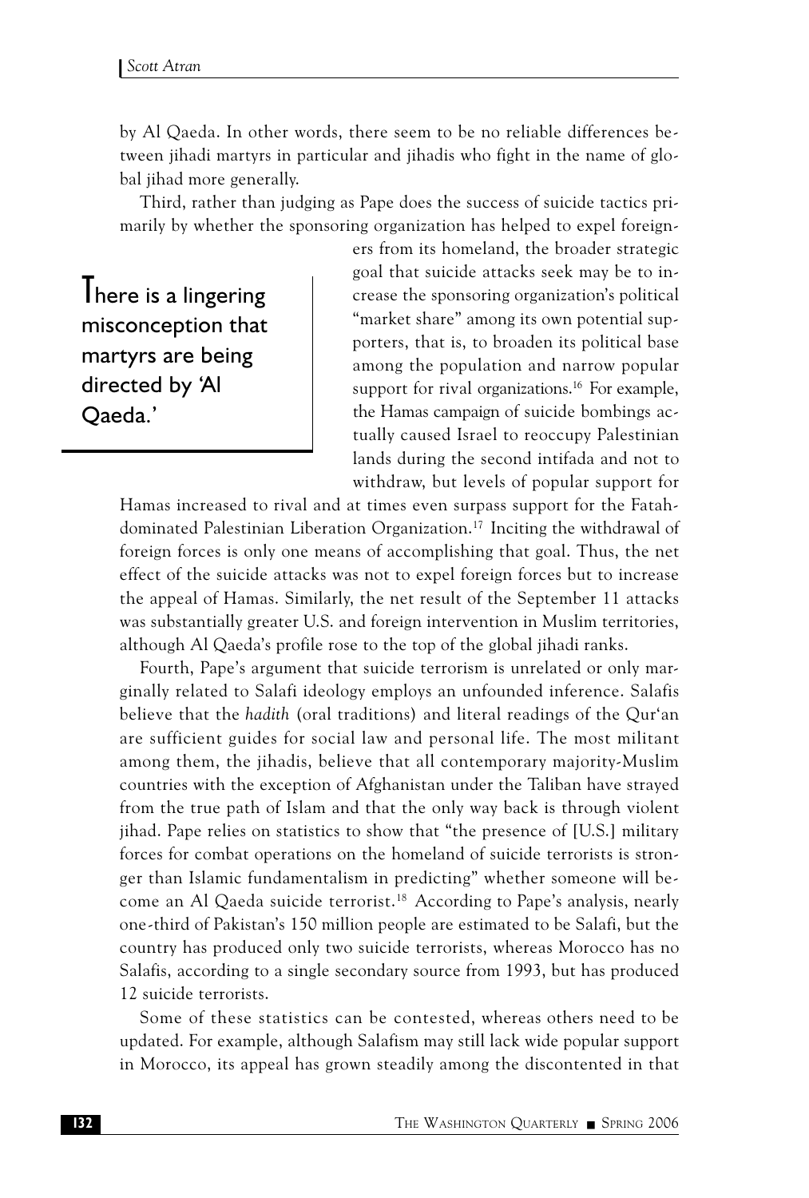by Al Qaeda. In other words, there seem to be no reliable differences between jihadi martyrs in particular and jihadis who fight in the name of global jihad more generally.

Third, rather than judging as Pape does the success of suicide tactics primarily by whether the sponsoring organization has helped to expel foreigners from its homeland, the broader strategic goal that suicide attacks seek may be to increase the sponsoring organization's political "market share" among its own potential supporters, that is, to broaden its political base among the population and narrow popular support for rival organizations.[16] For example, the Hamas campaign of suicide bombings actually caused Israel to reoccupy Palestinian lands during the second intifada and not to withdraw, but levels of popular support for Hamas increased to rival and at times even surpass support for the Fatah-dominated Palestinian Liberation Organization.[17] Inciting the withdrawal of foreign forces is only one means of accomplishing that goal. Thus, the net effect of the suicide attacks was not to expel foreign forces but to increase the appeal of Hamas. Similarly, the net result of the September 11 attacks was substantially greater U.S. and foreign intervention in Muslim territories, although Al Qaeda's profile rose to the top of the global jihadi ranks.

> There is a lingering misconception that martyrs are being directed by 'Al Qaeda.'

Fourth, Pape's argument that suicide terrorism is unrelated or only marginally related to Salafi ideology employs an unfounded inference. Salafis believe that the *hadith* (oral traditions) and literal readings of the Qur'an are sufficient guides for social law and personal life. The most militant among them, the jihadis, believe that all contemporary majority-Muslim countries with the exception of Afghanistan under the Taliban have strayed from the true path of Islam and that the only way back is through violent jihad. Pape relies on statistics to show that "the presence of [U.S.] military forces for combat operations on the homeland of suicide terrorists is stronger than Islamic fundamentalism in predicting" whether someone will become an Al Qaeda suicide terrorist.[18] According to Pape's analysis, nearly one-third of Pakistan's 150 million people are estimated to be Salafi, but the country has produced only two suicide terrorists, whereas Morocco has no Salafis, according to a single secondary source from 1993, but has produced 12 suicide terrorists.

Some of these statistics can be contested, whereas others need to be updated. For example, although Salafism may still lack wide popular support in Morocco, its appeal has grown steadily among the discontented in that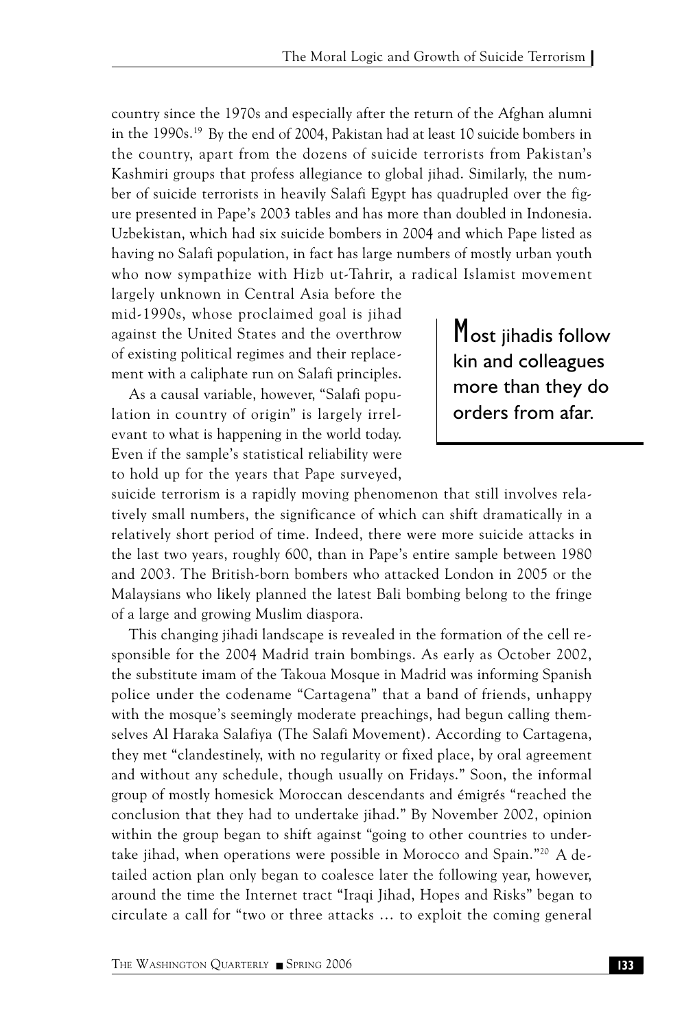country since the 1970s and especially after the return of the Afghan alumni in the 1990s.[19] By the end of 2004, Pakistan had at least 10 suicide bombers in the country, apart from the dozens of suicide terrorists from Pakistan's Kashmiri groups that profess allegiance to global jihad. Similarly, the number of suicide terrorists in heavily Salafi Egypt has quadrupled over the figure presented in Pape's 2003 tables and has more than doubled in Indonesia. Uzbekistan, which had six suicide bombers in 2004 and which Pape listed as having no Salafi population, in fact has large numbers of mostly urban youth who now sympathize with Hizb ut-Tahrir, a radical Islamist movement largely unknown in Central Asia before the mid-1990s, whose proclaimed goal is jihad against the United States and the overthrow of existing political regimes and their replacement with a caliphate run on Salafi principles.

> Most jihadis follow kin and colleagues more than they do orders from afar.

As a causal variable, however, "Salafi population in country of origin" is largely irrelevant to what is happening in the world today. Even if the sample's statistical reliability were to hold up for the years that Pape surveyed, suicide terrorism is a rapidly moving phenomenon that still involves relatively small numbers, the significance of which can shift dramatically in a relatively short period of time. Indeed, there were more suicide attacks in the last two years, roughly 600, than in Pape's entire sample between 1980 and 2003. The British-born bombers who attacked London in 2005 or the Malaysians who likely planned the latest Bali bombing belong to the fringe of a large and growing Muslim diaspora.

This changing jihadi landscape is revealed in the formation of the cell responsible for the 2004 Madrid train bombings. As early as October 2002, the substitute imam of the Takoua Mosque in Madrid was informing Spanish police under the codename "Cartagena" that a band of friends, unhappy with the mosque's seemingly moderate preachings, had begun calling themselves Al Haraka Salafiya (The Salafi Movement). According to Cartagena, they met "clandestinely, with no regularity or fixed place, by oral agreement and without any schedule, though usually on Fridays." Soon, the informal group of mostly homesick Moroccan descendants and émigrés "reached the conclusion that they had to undertake jihad." By November 2002, opinion within the group began to shift against "going to other countries to undertake jihad, when operations were possible in Morocco and Spain."[20] A detailed action plan only began to coalesce later the following year, however, around the time the Internet tract "Iraqi Jihad, Hopes and Risks" began to circulate a call for "two or three attacks … to exploit the coming general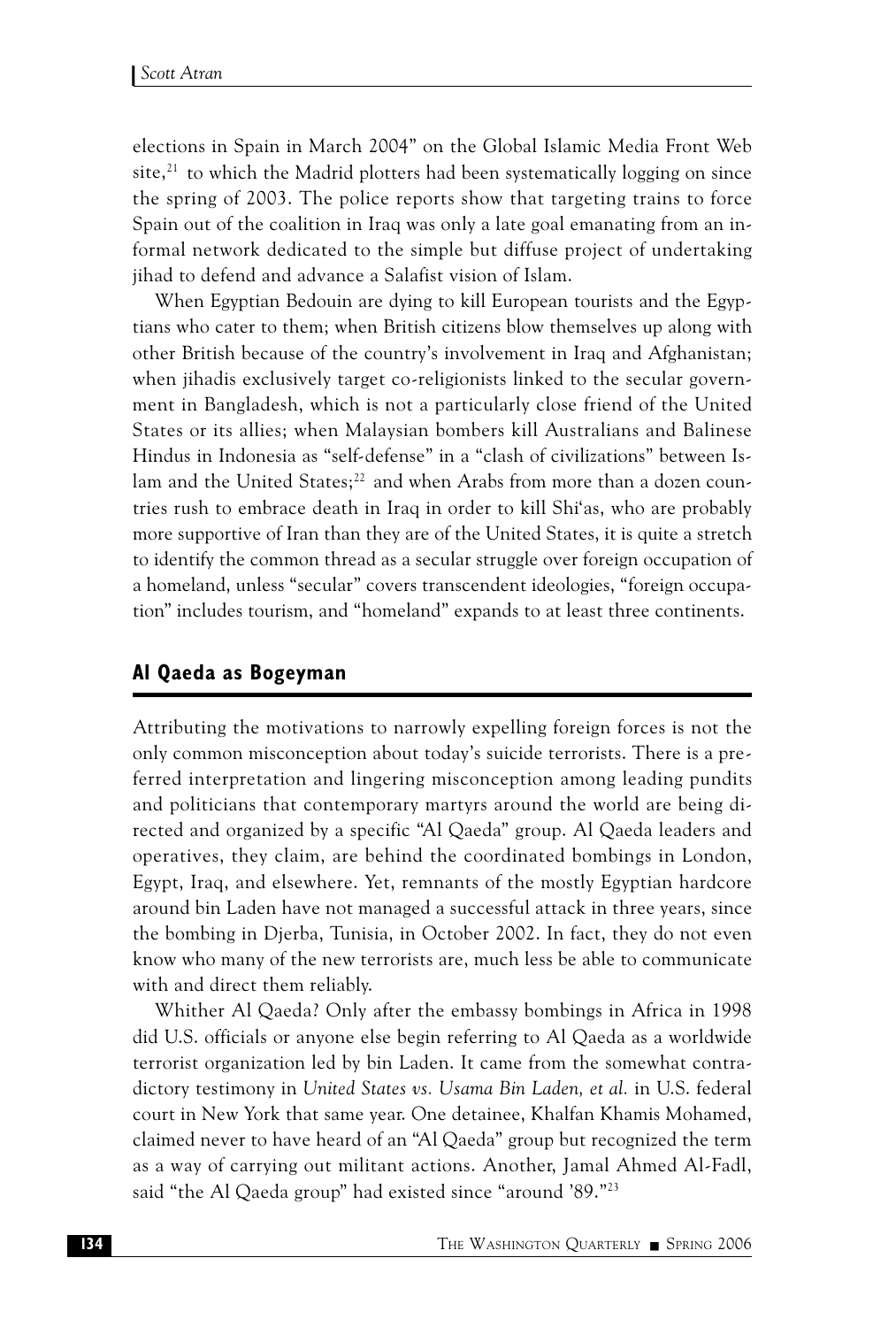elections in Spain in March 2004" on the Global Islamic Media Front Web site,[21] to which the Madrid plotters had been systematically logging on since the spring of 2003. The police reports show that targeting trains to force Spain out of the coalition in Iraq was only a late goal emanating from an informal network dedicated to the simple but diffuse project of undertaking jihad to defend and advance a Salafist vision of Islam.

When Egyptian Bedouin are dying to kill European tourists and the Egyptians who cater to them; when British citizens blow themselves up along with other British because of the country's involvement in Iraq and Afghanistan; when jihadis exclusively target co-religionists linked to the secular government in Bangladesh, which is not a particularly close friend of the United States or its allies; when Malaysian bombers kill Australians and Balinese Hindus in Indonesia as "self-defense" in a "clash of civilizations" between Islam and the United States;[22] and when Arabs from more than a dozen countries rush to embrace death in Iraq in order to kill Shi'as, who are probably more supportive of Iran than they are of the United States, it is quite a stretch to identify the common thread as a secular struggle over foreign occupation of a homeland, unless "secular" covers transcendent ideologies, "foreign occupation" includes tourism, and "homeland" expands to at least three continents.

## Al Qaeda as Bogeyman

Attributing the motivations to narrowly expelling foreign forces is not the only common misconception about today's suicide terrorists. There is a preferred interpretation and lingering misconception among leading pundits and politicians that contemporary martyrs around the world are being directed and organized by a specific "Al Qaeda" group. Al Qaeda leaders and operatives, they claim, are behind the coordinated bombings in London, Egypt, Iraq, and elsewhere. Yet, remnants of the mostly Egyptian hardcore around bin Laden have not managed a successful attack in three years, since the bombing in Djerba, Tunisia, in October 2002. In fact, they do not even know who many of the new terrorists are, much less be able to communicate with and direct them reliably.

Whither Al Qaeda? Only after the embassy bombings in Africa in 1998 did U.S. officials or anyone else begin referring to Al Qaeda as a worldwide terrorist organization led by bin Laden. It came from the somewhat contradictory testimony in *United States vs. Usama Bin Laden, et al.* in U.S. federal court in New York that same year. One detainee, Khalfan Khamis Mohamed, claimed never to have heard of an "Al Qaeda" group but recognized the term as a way of carrying out militant actions. Another, Jamal Ahmed Al-Fadl, said "the Al Qaeda group" had existed since "around '89."[23]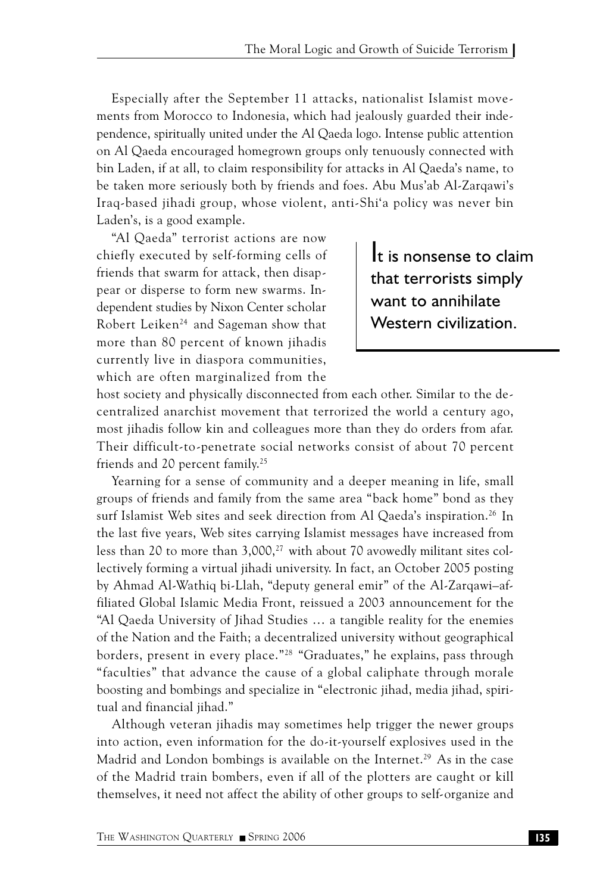Especially after the September 11 attacks, nationalist Islamist movements from Morocco to Indonesia, which had jealously guarded their independence, spiritually united under the Al Qaeda logo. Intense public attention on Al Qaeda encouraged homegrown groups only tenuously connected with bin Laden, if at all, to claim responsibility for attacks in Al Qaeda's name, to be taken more seriously both by friends and foes. Abu Mus'ab Al-Zarqawi's Iraq-based jihadi group, whose violent, anti-Shi'a policy was never bin Laden's, is a good example.

"Al Qaeda" terrorist actions are now chiefly executed by self-forming cells of friends that swarm for attack, then disappear or disperse to form new swarms. Independent studies by Nixon Center scholar Robert Leiken[24] and Sageman show that more than 80 percent of known jihadis currently live in diaspora communities, which are often marginalized from the host society and physically disconnected from each other. Similar to the decentralized anarchist movement that terrorized the world a century ago, most jihadis follow kin and colleagues more than they do orders from afar. Their difficult-to-penetrate social networks consist of about 70 percent friends and 20 percent family.[25]

> It is nonsense to claim that terrorists simply want to annihilate Western civilization.

Yearning for a sense of community and a deeper meaning in life, small groups of friends and family from the same area "back home" bond as they surf Islamist Web sites and seek direction from Al Qaeda's inspiration.[26] In the last five years, Web sites carrying Islamist messages have increased from less than 20 to more than 3,000,[27] with about 70 avowedly militant sites collectively forming a virtual jihadi university. In fact, an October 2005 posting by Ahmad Al-Wathiq bi-Llah, "deputy general emir" of the Al-Zarqawi–affiliated Global Islamic Media Front, reissued a 2003 announcement for the "Al Qaeda University of Jihad Studies … a tangible reality for the enemies of the Nation and the Faith; a decentralized university without geographical borders, present in every place."[28] "Graduates," he explains, pass through "faculties" that advance the cause of a global caliphate through morale boosting and bombings and specialize in "electronic jihad, media jihad, spiritual and financial jihad."

Although veteran jihadis may sometimes help trigger the newer groups into action, even information for the do-it-yourself explosives used in the Madrid and London bombings is available on the Internet.[29] As in the case of the Madrid train bombers, even if all of the plotters are caught or kill themselves, it need not affect the ability of other groups to self-organize and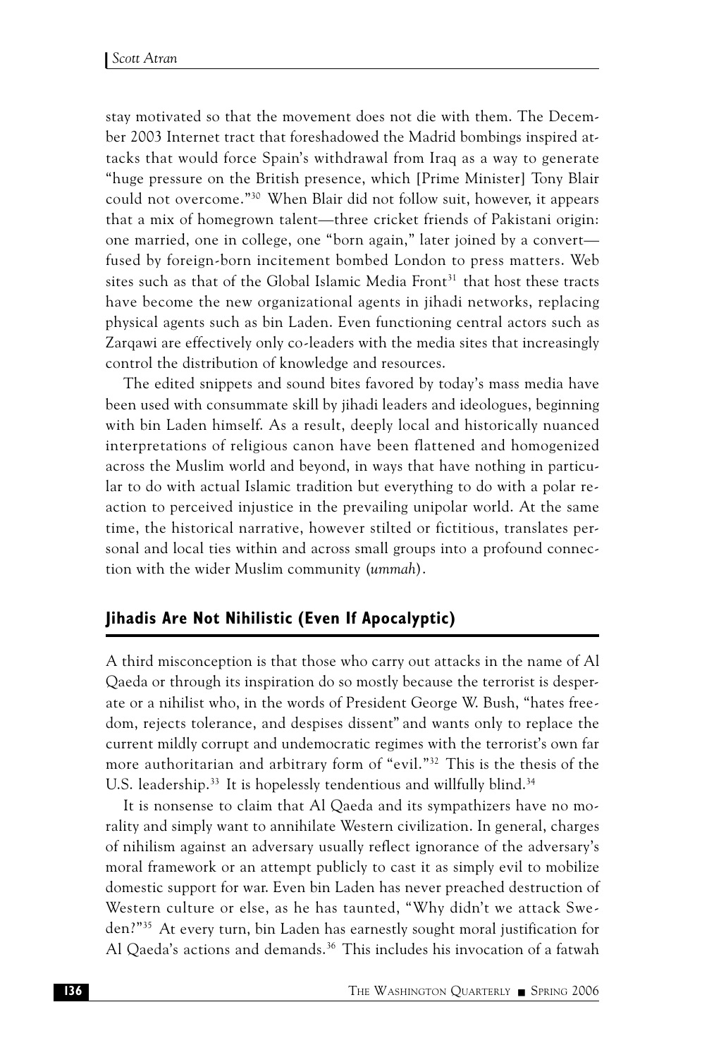stay motivated so that the movement does not die with them. The December 2003 Internet tract that foreshadowed the Madrid bombings inspired attacks that would force Spain's withdrawal from Iraq as a way to generate "huge pressure on the British presence, which [Prime Minister] Tony Blair could not overcome."[30] When Blair did not follow suit, however, it appears that a mix of homegrown talent—three cricket friends of Pakistani origin: one married, one in college, one "born again," later joined by a convert—fused by foreign-born incitement bombed London to press matters. Web sites such as that of the Global Islamic Media Front[31] that host these tracts have become the new organizational agents in jihadi networks, replacing physical agents such as bin Laden. Even functioning central actors such as Zarqawi are effectively only co-leaders with the media sites that increasingly control the distribution of knowledge and resources.

The edited snippets and sound bites favored by today's mass media have been used with consummate skill by jihadi leaders and ideologues, beginning with bin Laden himself. As a result, deeply local and historically nuanced interpretations of religious canon have been flattened and homogenized across the Muslim world and beyond, in ways that have nothing in particular to do with actual Islamic tradition but everything to do with a polar reaction to perceived injustice in the prevailing unipolar world. At the same time, the historical narrative, however stilted or fictitious, translates personal and local ties within and across small groups into a profound connection with the wider Muslim community (*ummah*).

## Jihadis Are Not Nihilistic (Even If Apocalyptic)

A third misconception is that those who carry out attacks in the name of Al Qaeda or through its inspiration do so mostly because the terrorist is desperate or a nihilist who, in the words of President George W. Bush, "hates freedom, rejects tolerance, and despises dissent" and wants only to replace the current mildly corrupt and undemocratic regimes with the terrorist's own far more authoritarian and arbitrary form of "evil."[32] This is the thesis of the U.S. leadership.[33] It is hopelessly tendentious and willfully blind.[34]

It is nonsense to claim that Al Qaeda and its sympathizers have no morality and simply want to annihilate Western civilization. In general, charges of nihilism against an adversary usually reflect ignorance of the adversary's moral framework or an attempt publicly to cast it as simply evil to mobilize domestic support for war. Even bin Laden has never preached destruction of Western culture or else, as he has taunted, "Why didn't we attack Sweden?"[35] At every turn, bin Laden has earnestly sought moral justification for Al Qaeda's actions and demands.[36] This includes his invocation of a fatwah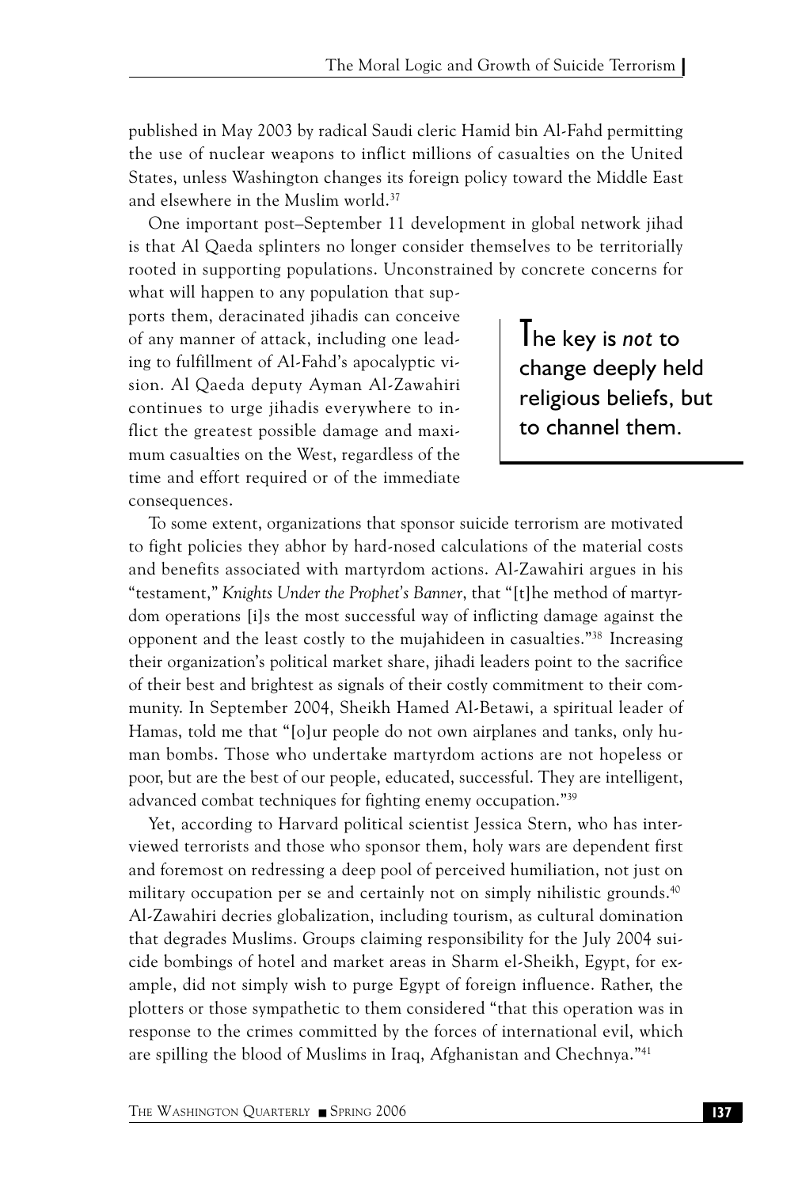published in May 2003 by radical Saudi cleric Hamid bin Al-Fahd permitting the use of nuclear weapons to inflict millions of casualties on the United States, unless Washington changes its foreign policy toward the Middle East and elsewhere in the Muslim world.[37]

One important post–September 11 development in global network jihad is that Al Qaeda splinters no longer consider themselves to be territorially rooted in supporting populations. Unconstrained by concrete concerns for what will happen to any population that supports them, deracinated jihadis can conceive of any manner of attack, including one leading to fulfillment of Al-Fahd's apocalyptic vision. Al Qaeda deputy Ayman Al-Zawahiri continues to urge jihadis everywhere to inflict the greatest possible damage and maximum casualties on the West, regardless of the time and effort required or of the immediate consequences.

> The key is *not* to change deeply held religious beliefs, but to channel them.

To some extent, organizations that sponsor suicide terrorism are motivated to fight policies they abhor by hard-nosed calculations of the material costs and benefits associated with martyrdom actions. Al-Zawahiri argues in his "testament," *Knights Under the Prophet's Banner*, that "[t]he method of martyrdom operations [i]s the most successful way of inflicting damage against the opponent and the least costly to the mujahideen in casualties."[38] Increasing their organization's political market share, jihadi leaders point to the sacrifice of their best and brightest as signals of their costly commitment to their community. In September 2004, Sheikh Hamed Al-Betawi, a spiritual leader of Hamas, told me that "[o]ur people do not own airplanes and tanks, only human bombs. Those who undertake martyrdom actions are not hopeless or poor, but are the best of our people, educated, successful. They are intelligent, advanced combat techniques for fighting enemy occupation."[39]

Yet, according to Harvard political scientist Jessica Stern, who has interviewed terrorists and those who sponsor them, holy wars are dependent first and foremost on redressing a deep pool of perceived humiliation, not just on military occupation per se and certainly not on simply nihilistic grounds.[40] Al-Zawahiri decries globalization, including tourism, as cultural domination that degrades Muslims. Groups claiming responsibility for the July 2004 suicide bombings of hotel and market areas in Sharm el-Sheikh, Egypt, for example, did not simply wish to purge Egypt of foreign influence. Rather, the plotters or those sympathetic to them considered "that this operation was in response to the crimes committed by the forces of international evil, which are spilling the blood of Muslims in Iraq, Afghanistan and Chechnya."[41]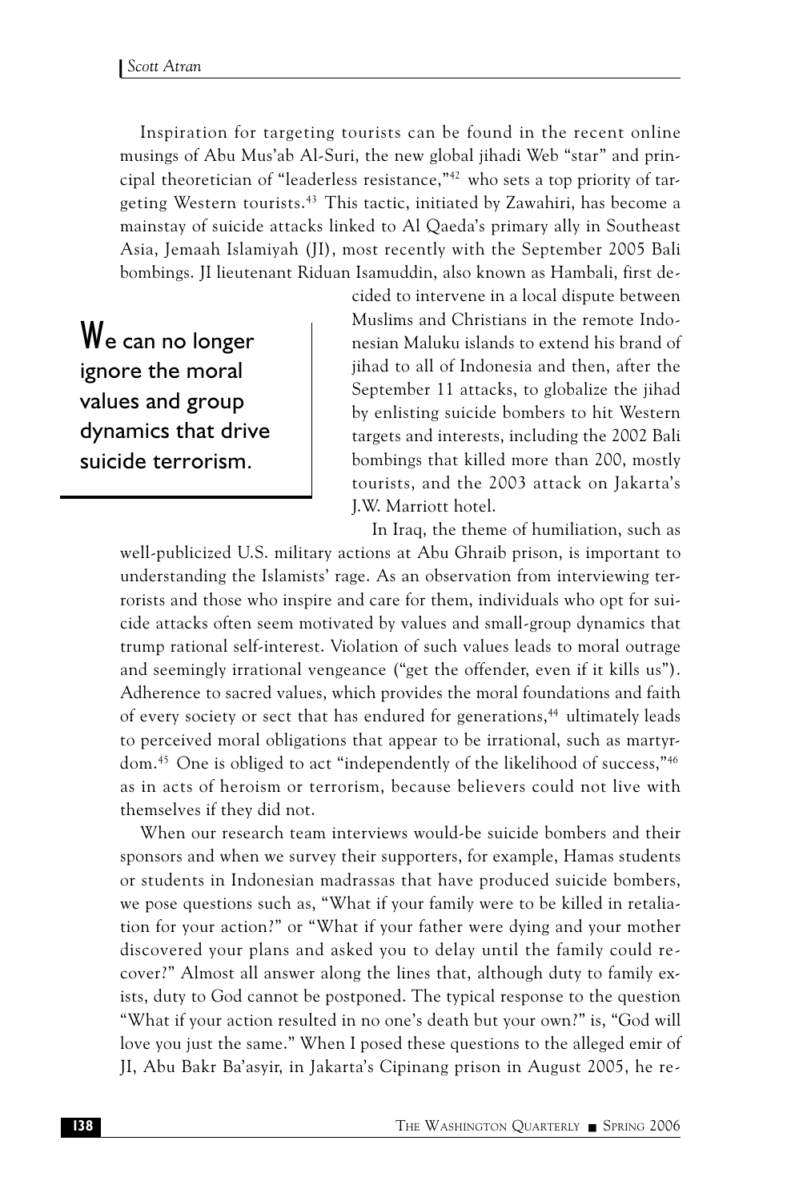Inspiration for targeting tourists can be found in the recent online musings of Abu Mus'ab Al-Suri, the new global jihadi Web "star" and principal theoretician of "leaderless resistance,"[42] who sets a top priority of targeting Western tourists.[43] This tactic, initiated by Zawahiri, has become a mainstay of suicide attacks linked to Al Qaeda's primary ally in Southeast Asia, Jemaah Islamiyah (JI), most recently with the September 2005 Bali bombings. JI lieutenant Riduan Isamuddin, also known as Hambali, first decided to intervene in a local dispute between Muslims and Christians in the remote Indonesian Maluku islands to extend his brand of jihad to all of Indonesia and then, after the September 11 attacks, to globalize the jihad by enlisting suicide bombers to hit Western targets and interests, including the 2002 Bali bombings that killed more than 200, mostly tourists, and the 2003 attack on Jakarta's J.W. Marriott hotel.

> We can no longer ignore the moral values and group dynamics that drive suicide terrorism.

In Iraq, the theme of humiliation, such as well-publicized U.S. military actions at Abu Ghraib prison, is important to understanding the Islamists' rage. As an observation from interviewing terrorists and those who inspire and care for them, individuals who opt for suicide attacks often seem motivated by values and small-group dynamics that trump rational self-interest. Violation of such values leads to moral outrage and seemingly irrational vengeance ("get the offender, even if it kills us"). Adherence to sacred values, which provides the moral foundations and faith of every society or sect that has endured for generations,[44] ultimately leads to perceived moral obligations that appear to be irrational, such as martyrdom.[45] One is obliged to act "independently of the likelihood of success,"[46] as in acts of heroism or terrorism, because believers could not live with themselves if they did not.

When our research team interviews would-be suicide bombers and their sponsors and when we survey their supporters, for example, Hamas students or students in Indonesian madrassas that have produced suicide bombers, we pose questions such as, "What if your family were to be killed in retaliation for your action?" or "What if your father were dying and your mother discovered your plans and asked you to delay until the family could recover?" Almost all answer along the lines that, although duty to family exists, duty to God cannot be postponed. The typical response to the question "What if your action resulted in no one's death but your own?" is, "God will love you just the same." When I posed these questions to the alleged emir of JI, Abu Bakr Ba'asyir, in Jakarta's Cipinang prison in August 2005, he re-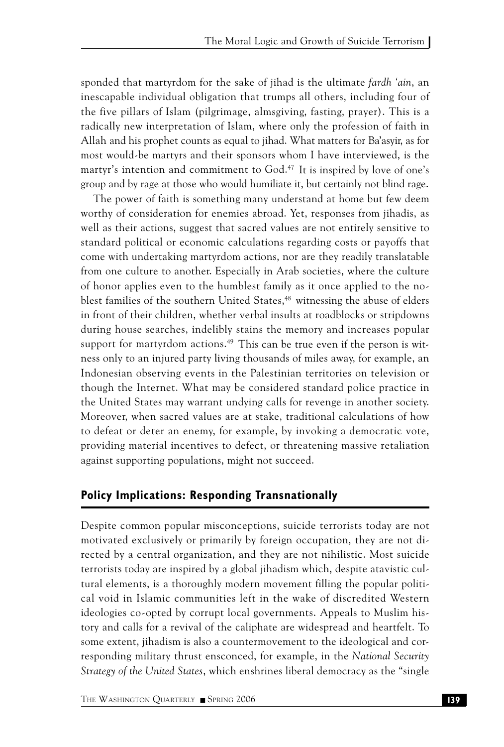sponded that martyrdom for the sake of jihad is the ultimate *fardh 'ain*, an inescapable individual obligation that trumps all others, including four of the five pillars of Islam (pilgrimage, almsgiving, fasting, prayer). This is a radically new interpretation of Islam, where only the profession of faith in Allah and his prophet counts as equal to jihad. What matters for Ba'asyir, as for most would-be martyrs and their sponsors whom I have interviewed, is the martyr's intention and commitment to God.[47] It is inspired by love of one's group and by rage at those who would humiliate it, but certainly not blind rage.

The power of faith is something many understand at home but few deem worthy of consideration for enemies abroad. Yet, responses from jihadis, as well as their actions, suggest that sacred values are not entirely sensitive to standard political or economic calculations regarding costs or payoffs that come with undertaking martyrdom actions, nor are they readily translatable from one culture to another. Especially in Arab societies, where the culture of honor applies even to the humblest family as it once applied to the noblest families of the southern United States,[48] witnessing the abuse of elders in front of their children, whether verbal insults at roadblocks or stripdowns during house searches, indelibly stains the memory and increases popular support for martyrdom actions.[49] This can be true even if the person is witness only to an injured party living thousands of miles away, for example, an Indonesian observing events in the Palestinian territories on television or though the Internet. What may be considered standard police practice in the United States may warrant undying calls for revenge in another society. Moreover, when sacred values are at stake, traditional calculations of how to defeat or deter an enemy, for example, by invoking a democratic vote, providing material incentives to defect, or threatening massive retaliation against supporting populations, might not succeed.

## Policy Implications: Responding Transnationally

Despite common popular misconceptions, suicide terrorists today are not motivated exclusively or primarily by foreign occupation, they are not directed by a central organization, and they are not nihilistic. Most suicide terrorists today are inspired by a global jihadism which, despite atavistic cultural elements, is a thoroughly modern movement filling the popular political void in Islamic communities left in the wake of discredited Western ideologies co-opted by corrupt local governments. Appeals to Muslim history and calls for a revival of the caliphate are widespread and heartfelt. To some extent, jihadism is also a countermovement to the ideological and corresponding military thrust ensconced, for example, in the *National Security Strategy of the United States*, which enshrines liberal democracy as the "single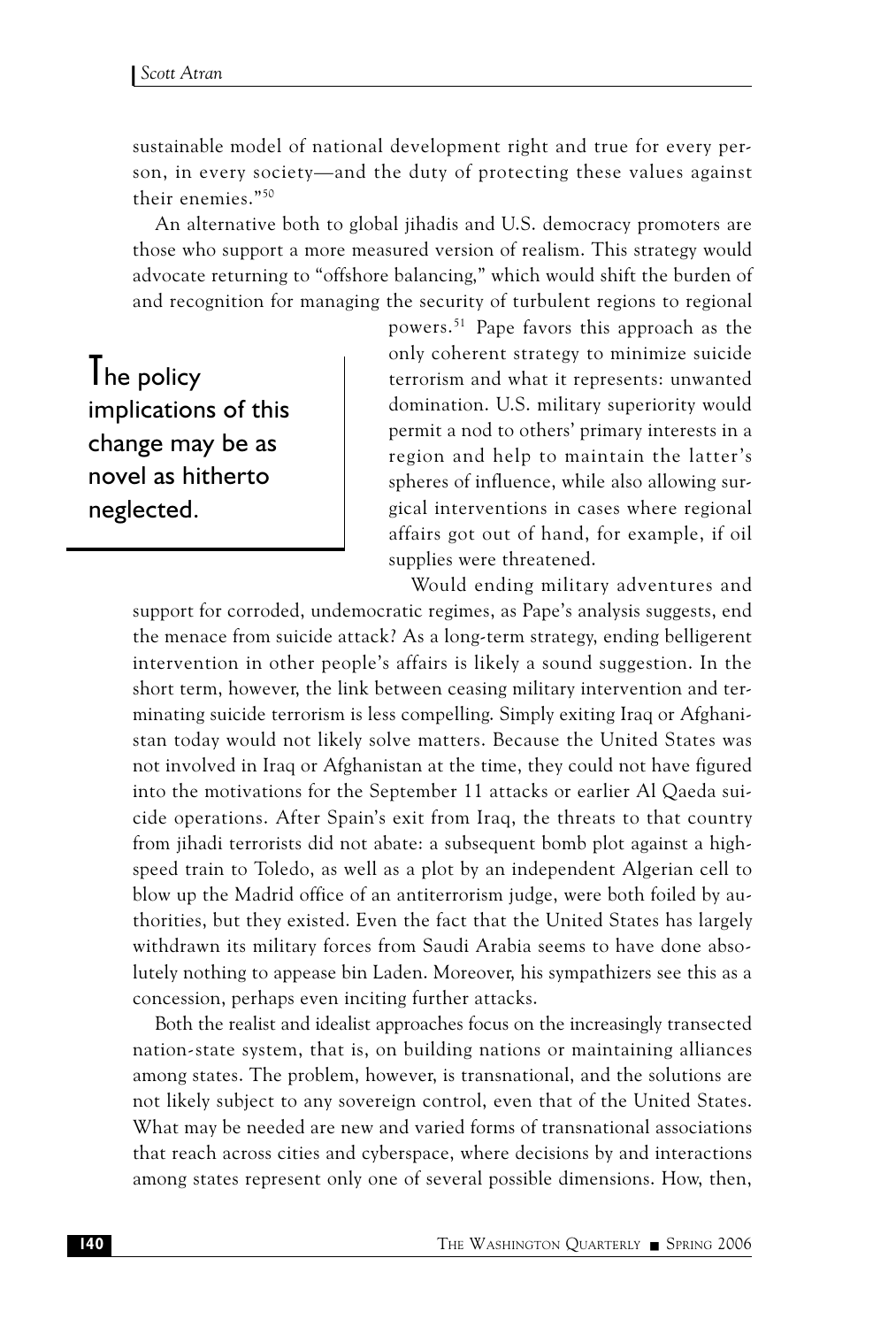sustainable model of national development right and true for every person, in every society—and the duty of protecting these values against their enemies."[50]

An alternative both to global jihadis and U.S. democracy promoters are those who support a more measured version of realism. This strategy would advocate returning to "offshore balancing," which would shift the burden of and recognition for managing the security of turbulent regions to regional powers.[51] Pape favors this approach as the only coherent strategy to minimize suicide terrorism and what it represents: unwanted domination. U.S. military superiority would permit a nod to others' primary interests in a region and help to maintain the latter's spheres of influence, while also allowing surgical interventions in cases where regional affairs got out of hand, for example, if oil supplies were threatened.

> The policy implications of this change may be as novel as hitherto neglected.

Would ending military adventures and support for corroded, undemocratic regimes, as Pape's analysis suggests, end the menace from suicide attack? As a long-term strategy, ending belligerent intervention in other people's affairs is likely a sound suggestion. In the short term, however, the link between ceasing military intervention and terminating suicide terrorism is less compelling. Simply exiting Iraq or Afghanistan today would not likely solve matters. Because the United States was not involved in Iraq or Afghanistan at the time, they could not have figured into the motivations for the September 11 attacks or earlier Al Qaeda suicide operations. After Spain's exit from Iraq, the threats to that country from jihadi terrorists did not abate: a subsequent bomb plot against a high-speed train to Toledo, as well as a plot by an independent Algerian cell to blow up the Madrid office of an antiterrorism judge, were both foiled by authorities, but they existed. Even the fact that the United States has largely withdrawn its military forces from Saudi Arabia seems to have done absolutely nothing to appease bin Laden. Moreover, his sympathizers see this as a concession, perhaps even inciting further attacks.

Both the realist and idealist approaches focus on the increasingly transected nation-state system, that is, on building nations or maintaining alliances among states. The problem, however, is transnational, and the solutions are not likely subject to any sovereign control, even that of the United States. What may be needed are new and varied forms of transnational associations that reach across cities and cyberspace, where decisions by and interactions among states represent only one of several possible dimensions. How, then,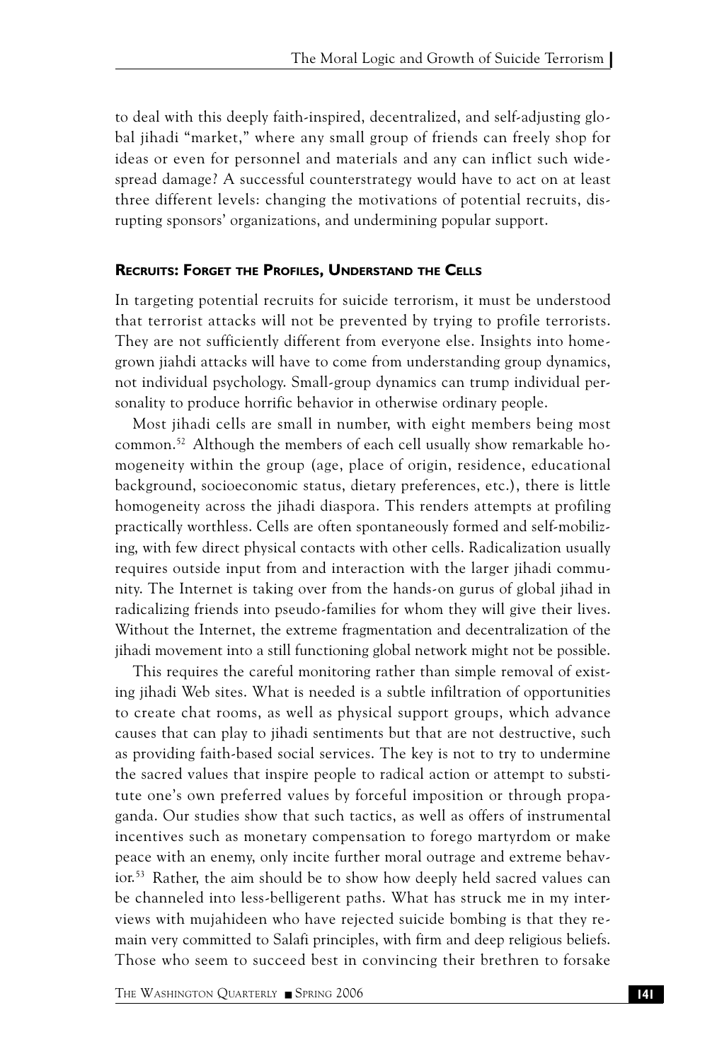to deal with this deeply faith-inspired, decentralized, and self-adjusting global jihadi "market," where any small group of friends can freely shop for ideas or even for personnel and materials and any can inflict such widespread damage? A successful counterstrategy would have to act on at least three different levels: changing the motivations of potential recruits, disrupting sponsors' organizations, and undermining popular support.

### Recruits: Forget the Profiles, Understand the Cells

In targeting potential recruits for suicide terrorism, it must be understood that terrorist attacks will not be prevented by trying to profile terrorists. They are not sufficiently different from everyone else. Insights into homegrown jiahdi attacks will have to come from understanding group dynamics, not individual psychology. Small-group dynamics can trump individual personality to produce horrific behavior in otherwise ordinary people.

Most jihadi cells are small in number, with eight members being most common.[52] Although the members of each cell usually show remarkable homogeneity within the group (age, place of origin, residence, educational background, socioeconomic status, dietary preferences, etc.), there is little homogeneity across the jihadi diaspora. This renders attempts at profiling practically worthless. Cells are often spontaneously formed and self-mobilizing, with few direct physical contacts with other cells. Radicalization usually requires outside input from and interaction with the larger jihadi community. The Internet is taking over from the hands-on gurus of global jihad in radicalizing friends into pseudo-families for whom they will give their lives. Without the Internet, the extreme fragmentation and decentralization of the jihadi movement into a still functioning global network might not be possible.

This requires the careful monitoring rather than simple removal of existing jihadi Web sites. What is needed is a subtle infiltration of opportunities to create chat rooms, as well as physical support groups, which advance causes that can play to jihadi sentiments but that are not destructive, such as providing faith-based social services. The key is not to try to undermine the sacred values that inspire people to radical action or attempt to substitute one's own preferred values by forceful imposition or through propaganda. Our studies show that such tactics, as well as offers of instrumental incentives such as monetary compensation to forego martyrdom or make peace with an enemy, only incite further moral outrage and extreme behavior.[53] Rather, the aim should be to show how deeply held sacred values can be channeled into less-belligerent paths. What has struck me in my interviews with mujahideen who have rejected suicide bombing is that they remain very committed to Salafi principles, with firm and deep religious beliefs. Those who seem to succeed best in convincing their brethren to forsake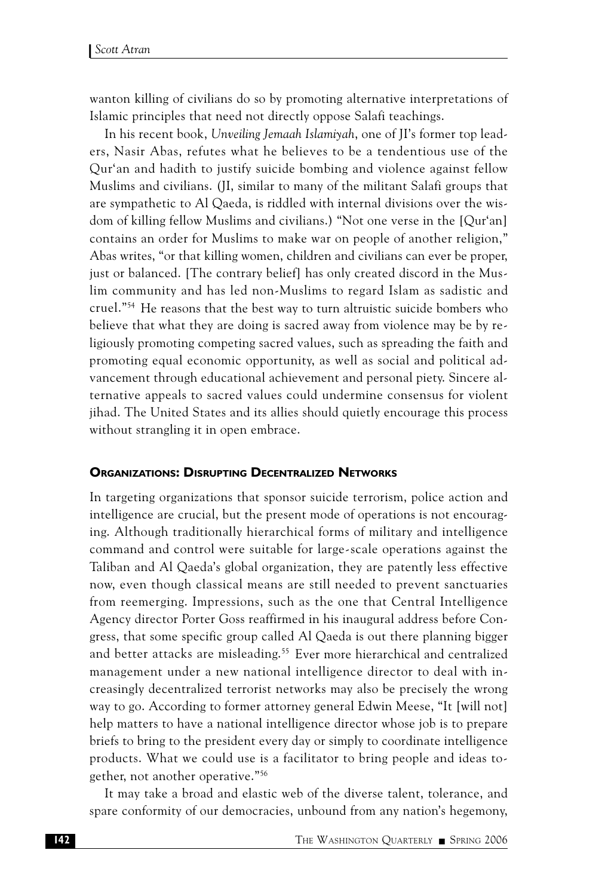wanton killing of civilians do so by promoting alternative interpretations of Islamic principles that need not directly oppose Salafi teachings.

In his recent book, *Unveiling Jemaah Islamiyah*, one of JI's former top leaders, Nasir Abas, refutes what he believes to be a tendentious use of the Qur'an and hadith to justify suicide bombing and violence against fellow Muslims and civilians. (JI, similar to many of the militant Salafi groups that are sympathetic to Al Qaeda, is riddled with internal divisions over the wisdom of killing fellow Muslims and civilians.) "Not one verse in the [Qur'an] contains an order for Muslims to make war on people of another religion," Abas writes, "or that killing women, children and civilians can ever be proper, just or balanced. [The contrary belief] has only created discord in the Muslim community and has led non-Muslims to regard Islam as sadistic and cruel."[54] He reasons that the best way to turn altruistic suicide bombers who believe that what they are doing is sacred away from violence may be by religiously promoting competing sacred values, such as spreading the faith and promoting equal economic opportunity, as well as social and political advancement through educational achievement and personal piety. Sincere alternative appeals to sacred values could undermine consensus for violent jihad. The United States and its allies should quietly encourage this process without strangling it in open embrace.

## Organizations: Disrupting Decentralized Networks

In targeting organizations that sponsor suicide terrorism, police action and intelligence are crucial, but the present mode of operations is not encouraging. Although traditionally hierarchical forms of military and intelligence command and control were suitable for large-scale operations against the Taliban and Al Qaeda's global organization, they are patently less effective now, even though classical means are still needed to prevent sanctuaries from reemerging. Impressions, such as the one that Central Intelligence Agency director Porter Goss reaffirmed in his inaugural address before Congress, that some specific group called Al Qaeda is out there planning bigger and better attacks are misleading.[55] Ever more hierarchical and centralized management under a new national intelligence director to deal with increasingly decentralized terrorist networks may also be precisely the wrong way to go. According to former attorney general Edwin Meese, "It [will not] help matters to have a national intelligence director whose job is to prepare briefs to bring to the president every day or simply to coordinate intelligence products. What we could use is a facilitator to bring people and ideas together, not another operative."[56]

It may take a broad and elastic web of the diverse talent, tolerance, and spare conformity of our democracies, unbound from any nation's hegemony,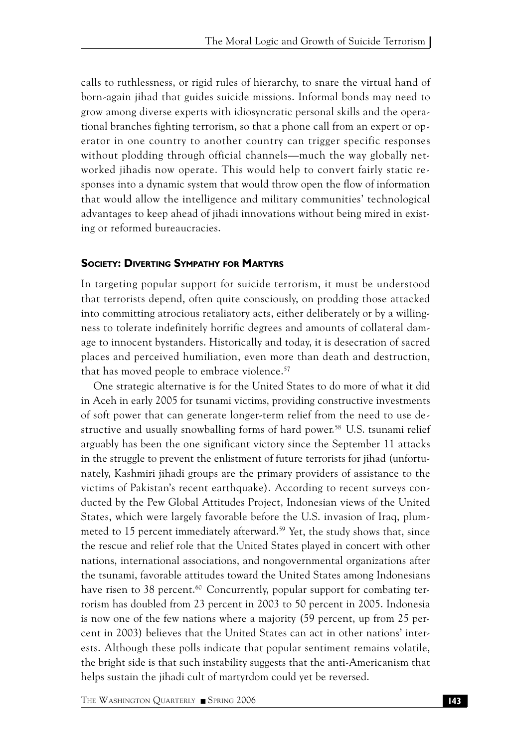calls to ruthlessness, or rigid rules of hierarchy, to snare the virtual hand of born-again jihad that guides suicide missions. Informal bonds may need to grow among diverse experts with idiosyncratic personal skills and the operational branches fighting terrorism, so that a phone call from an expert or operator in one country to another country can trigger specific responses without plodding through official channels—much the way globally networked jihadis now operate. This would help to convert fairly static responses into a dynamic system that would throw open the flow of information that would allow the intelligence and military communities' technological advantages to keep ahead of jihadi innovations without being mired in existing or reformed bureaucracies.

### Society: Diverting Sympathy for Martyrs

In targeting popular support for suicide terrorism, it must be understood that terrorists depend, often quite consciously, on prodding those attacked into committing atrocious retaliatory acts, either deliberately or by a willingness to tolerate indefinitely horrific degrees and amounts of collateral damage to innocent bystanders. Historically and today, it is desecration of sacred places and perceived humiliation, even more than death and destruction, that has moved people to embrace violence.[57]

One strategic alternative is for the United States to do more of what it did in Aceh in early 2005 for tsunami victims, providing constructive investments of soft power that can generate longer-term relief from the need to use destructive and usually snowballing forms of hard power.[58] U.S. tsunami relief arguably has been the one significant victory since the September 11 attacks in the struggle to prevent the enlistment of future terrorists for jihad (unfortunately, Kashmiri jihadi groups are the primary providers of assistance to the victims of Pakistan's recent earthquake). According to recent surveys conducted by the Pew Global Attitudes Project, Indonesian views of the United States, which were largely favorable before the U.S. invasion of Iraq, plummeted to 15 percent immediately afterward.[59] Yet, the study shows that, since the rescue and relief role that the United States played in concert with other nations, international associations, and nongovernmental organizations after the tsunami, favorable attitudes toward the United States among Indonesians have risen to 38 percent.[60] Concurrently, popular support for combating terrorism has doubled from 23 percent in 2003 to 50 percent in 2005. Indonesia is now one of the few nations where a majority (59 percent, up from 25 percent in 2003) believes that the United States can act in other nations' interests. Although these polls indicate that popular sentiment remains volatile, the bright side is that such instability suggests that the anti-Americanism that helps sustain the jihadi cult of martyrdom could yet be reversed.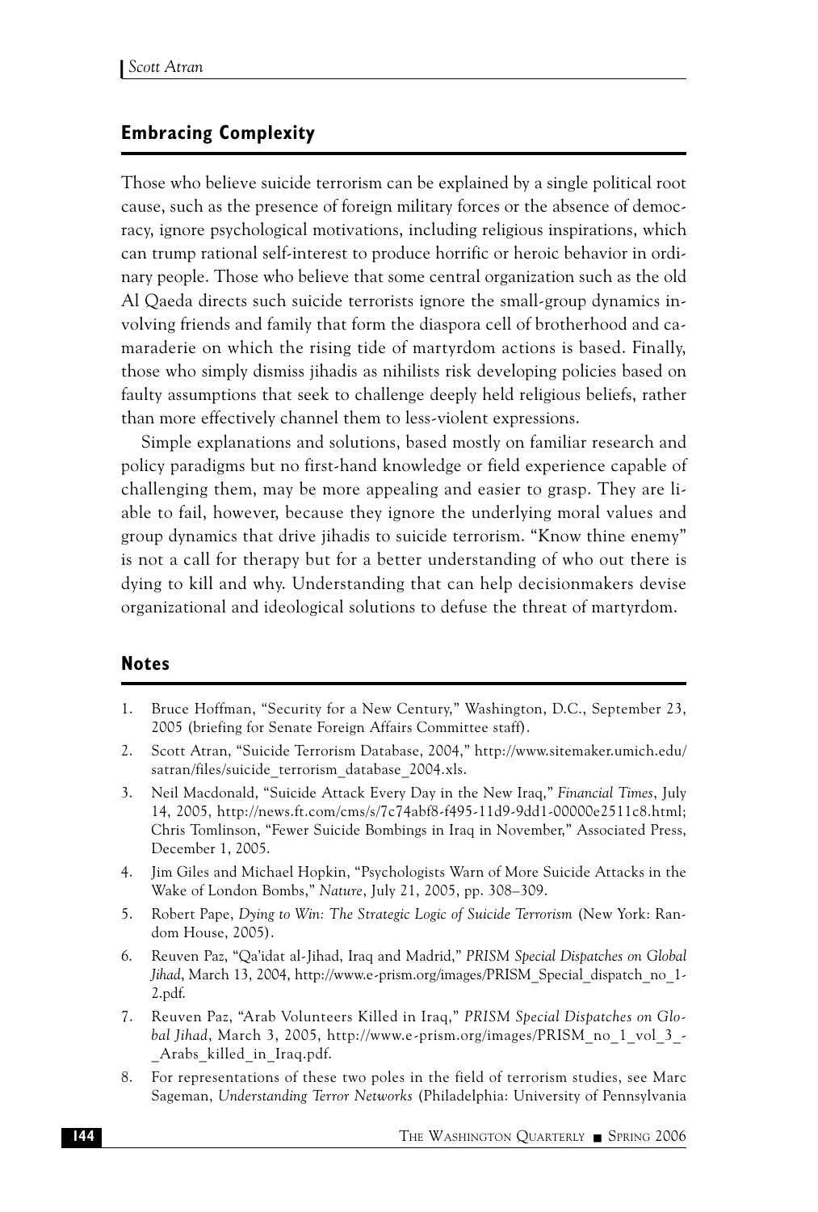## Embracing Complexity

Those who believe suicide terrorism can be explained by a single political root cause, such as the presence of foreign military forces or the absence of democracy, ignore psychological motivations, including religious inspirations, which can trump rational self-interest to produce horrific or heroic behavior in ordinary people. Those who believe that some central organization such as the old Al Qaeda directs such suicide terrorists ignore the small-group dynamics involving friends and family that form the diaspora cell of brotherhood and camaraderie on which the rising tide of martyrdom actions is based. Finally, those who simply dismiss jihadis as nihilists risk developing policies based on faulty assumptions that seek to challenge deeply held religious beliefs, rather than more effectively channel them to less-violent expressions.

Simple explanations and solutions, based mostly on familiar research and policy paradigms but no first-hand knowledge or field experience capable of challenging them, may be more appealing and easier to grasp. They are liable to fail, however, because they ignore the underlying moral values and group dynamics that drive jihadis to suicide terrorism. "Know thine enemy" is not a call for therapy but for a better understanding of who out there is dying to kill and why. Understanding that can help decisionmakers devise organizational and ideological solutions to defuse the threat of martyrdom.

## Notes

1. Bruce Hoffman, "Security for a New Century," Washington, D.C., September 23, 2005 (briefing for Senate Foreign Affairs Committee staff).
2. Scott Atran, "Suicide Terrorism Database, 2004," http://www.sitemaker.umich.edu/satran/files/suicide_terrorism_database_2004.xls.
3. Neil Macdonald, "Suicide Attack Every Day in the New Iraq," *Financial Times*, July 14, 2005, http://news.ft.com/cms/s/7c74abf8-f495-11d9-9dd1-00000e2511c8.html; Chris Tomlinson, "Fewer Suicide Bombings in Iraq in November," Associated Press, December 1, 2005.
4. Jim Giles and Michael Hopkin, "Psychologists Warn of More Suicide Attacks in the Wake of London Bombs," *Nature*, July 21, 2005, pp. 308–309.
5. Robert Pape, *Dying to Win: The Strategic Logic of Suicide Terrorism* (New York: Random House, 2005).
6. Reuven Paz, "Qa'idat al-Jihad, Iraq and Madrid," *PRISM Special Dispatches on Global Jihad*, March 13, 2004, http://www.e-prism.org/images/PRISM_Special_dispatch_no_1-2.pdf.
7. Reuven Paz, "Arab Volunteers Killed in Iraq," *PRISM Special Dispatches on Global Jihad*, March 3, 2005, http://www.e-prism.org/images/PRISM_no_1_vol_3_-_Arabs_killed_in_Iraq.pdf.
8. For representations of these two poles in the field of terrorism studies, see Marc Sageman, *Understanding Terror Networks* (Philadelphia: University of Pennsylvania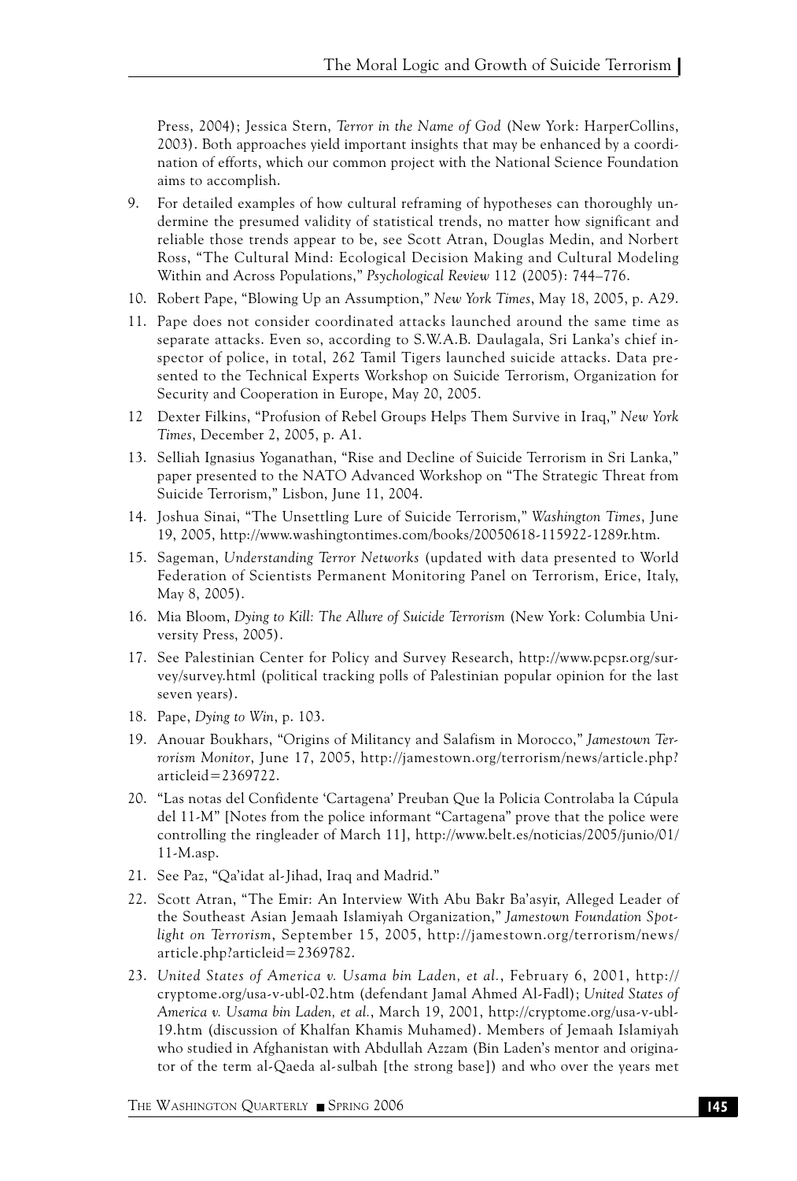Press, 2004); Jessica Stern, *Terror in the Name of God* (New York: HarperCollins, 2003). Both approaches yield important insights that may be enhanced by a coordination of efforts, which our common project with the National Science Foundation aims to accomplish.

9. For detailed examples of how cultural reframing of hypotheses can thoroughly undermine the presumed validity of statistical trends, no matter how significant and reliable those trends appear to be, see Scott Atran, Douglas Medin, and Norbert Ross, "The Cultural Mind: Ecological Decision Making and Cultural Modeling Within and Across Populations," *Psychological Review* 112 (2005): 744–776.
10. Robert Pape, "Blowing Up an Assumption," *New York Times*, May 18, 2005, p. A29.
11. Pape does not consider coordinated attacks launched around the same time as separate attacks. Even so, according to S.W.A.B. Daulagala, Sri Lanka's chief inspector of police, in total, 262 Tamil Tigers launched suicide attacks. Data presented to the Technical Experts Workshop on Suicide Terrorism, Organization for Security and Cooperation in Europe, May 20, 2005.
12. Dexter Filkins, "Profusion of Rebel Groups Helps Them Survive in Iraq," *New York Times*, December 2, 2005, p. A1.
13. Selliah Ignasius Yoganathan, "Rise and Decline of Suicide Terrorism in Sri Lanka," paper presented to the NATO Advanced Workshop on "The Strategic Threat from Suicide Terrorism," Lisbon, June 11, 2004.
14. Joshua Sinai, "The Unsettling Lure of Suicide Terrorism," *Washington Times*, June 19, 2005, http://www.washingtontimes.com/books/20050618-115922-1289r.htm.
15. Sageman, *Understanding Terror Networks* (updated with data presented to World Federation of Scientists Permanent Monitoring Panel on Terrorism, Erice, Italy, May 8, 2005).
16. Mia Bloom, *Dying to Kill: The Allure of Suicide Terrorism* (New York: Columbia University Press, 2005).
17. See Palestinian Center for Policy and Survey Research, http://www.pcpsr.org/survey/survey.html (political tracking polls of Palestinian popular opinion for the last seven years).
18. Pape, *Dying to Win*, p. 103.
19. Anouar Boukhars, "Origins of Militancy and Salafism in Morocco," *Jamestown Terrorism Monitor*, June 17, 2005, http://jamestown.org/terrorism/news/article.php?articleid=2369722.
20. "Las notas del Confidente 'Cartagena' Preuban Que la Policia Controlaba la Cúpula del 11-M" [Notes from the police informant "Cartagena" prove that the police were controlling the ringleader of March 11], http://www.belt.es/noticias/2005/junio/01/11-M.asp.
21. See Paz, "Qa'idat al-Jihad, Iraq and Madrid."
22. Scott Atran, "The Emir: An Interview With Abu Bakr Ba'asyir, Alleged Leader of the Southeast Asian Jemaah Islamiyah Organization," *Jamestown Foundation Spotlight on Terrorism*, September 15, 2005, http://jamestown.org/terrorism/news/article.php?articleid=2369782.
23. *United States of America v. Usama bin Laden, et al.*, February 6, 2001, http://cryptome.org/usa-v-ubl-02.htm (defendant Jamal Ahmed Al-Fadl); *United States of America v. Usama bin Laden, et al.*, March 19, 2001, http://cryptome.org/usa-v-ubl-19.htm (discussion of Khalfan Khamis Muhamed). Members of Jemaah Islamiyah who studied in Afghanistan with Abdullah Azzam (Bin Laden's mentor and originator of the term al-Qaeda al-sulbah [the strong base]) and who over the years met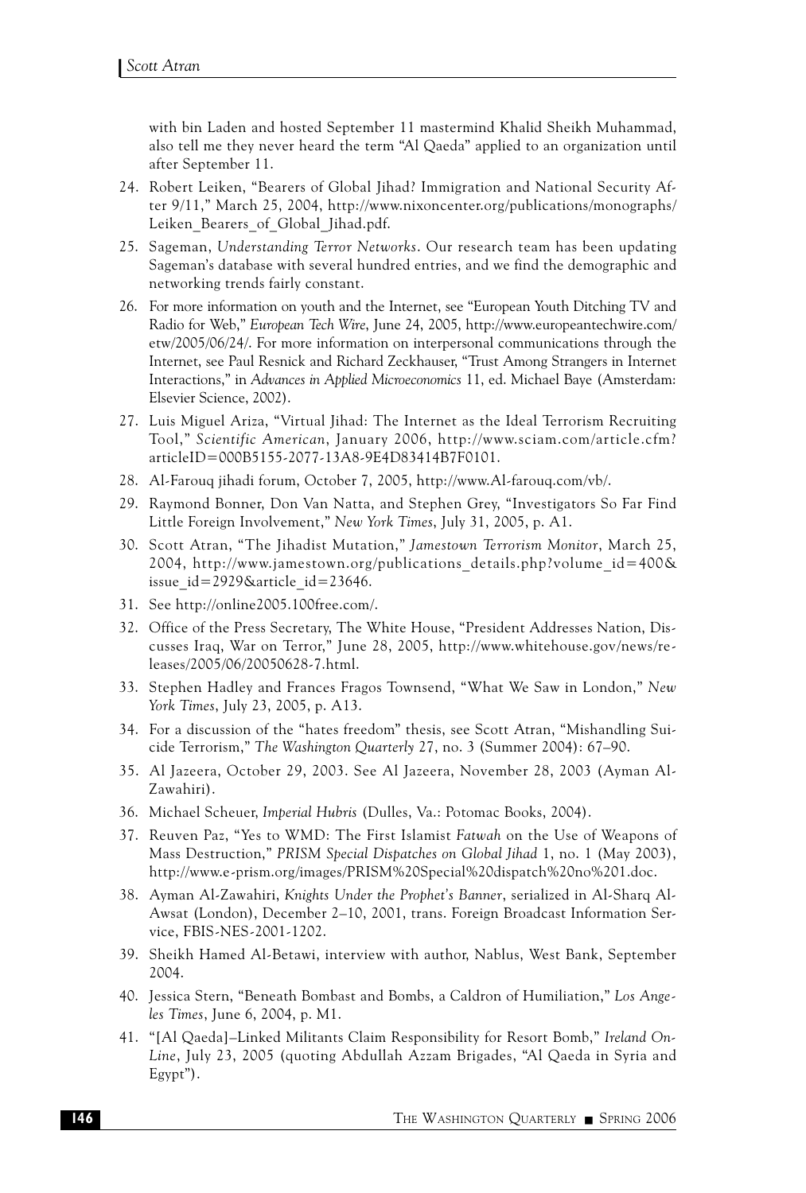with bin Laden and hosted September 11 mastermind Khalid Sheikh Muhammad, also tell me they never heard the term "Al Qaeda" applied to an organization until after September 11.

24. Robert Leiken, "Bearers of Global Jihad? Immigration and National Security After 9/11," March 25, 2004, http://www.nixoncenter.org/publications/monographs/Leiken_Bearers_of_Global_Jihad.pdf.
25. Sageman, *Understanding Terror Networks*. Our research team has been updating Sageman's database with several hundred entries, and we find the demographic and networking trends fairly constant.
26. For more information on youth and the Internet, see "European Youth Ditching TV and Radio for Web," *European Tech Wire*, June 24, 2005, http://www.europeantechwire.com/etw/2005/06/24/. For more information on interpersonal communications through the Internet, see Paul Resnick and Richard Zeckhauser, "Trust Among Strangers in Internet Interactions," in *Advances in Applied Microeconomics* 11, ed. Michael Baye (Amsterdam: Elsevier Science, 2002).
27. Luis Miguel Ariza, "Virtual Jihad: The Internet as the Ideal Terrorism Recruiting Tool," *Scientific American*, January 2006, http://www.sciam.com/article.cfm?articleID=000B5155-2077-13A8-9E4D83414B7F0101.
28. Al-Farouq jihadi forum, October 7, 2005, http://www.Al-farouq.com/vb/.
29. Raymond Bonner, Don Van Natta, and Stephen Grey, "Investigators So Far Find Little Foreign Involvement," *New York Times*, July 31, 2005, p. A1.
30. Scott Atran, "The Jihadist Mutation," *Jamestown Terrorism Monitor*, March 25, 2004, http://www.jamestown.org/publications_details.php?volume_id=400&issue_id=2929&article_id=23646.
31. See http://online2005.100free.com/.
32. Office of the Press Secretary, The White House, "President Addresses Nation, Discusses Iraq, War on Terror," June 28, 2005, http://www.whitehouse.gov/news/releases/2005/06/20050628-7.html.
33. Stephen Hadley and Frances Fragos Townsend, "What We Saw in London," *New York Times*, July 23, 2005, p. A13.
34. For a discussion of the "hates freedom" thesis, see Scott Atran, "Mishandling Suicide Terrorism," *The Washington Quarterly* 27, no. 3 (Summer 2004): 67–90.
35. Al Jazeera, October 29, 2003. See Al Jazeera, November 28, 2003 (Ayman Al-Zawahiri).
36. Michael Scheuer, *Imperial Hubris* (Dulles, Va.: Potomac Books, 2004).
37. Reuven Paz, "Yes to WMD: The First Islamist *Fatwah* on the Use of Weapons of Mass Destruction," *PRISM Special Dispatches on Global Jihad* 1, no. 1 (May 2003), http://www.e-prism.org/images/PRISM%20Special%20dispatch%20no%201.doc.
38. Ayman Al-Zawahiri, *Knights Under the Prophet's Banner*, serialized in Al-Sharq Al-Awsat (London), December 2–10, 2001, trans. Foreign Broadcast Information Service, FBIS-NES-2001-1202.
39. Sheikh Hamed Al-Betawi, interview with author, Nablus, West Bank, September 2004.
40. Jessica Stern, "Beneath Bombast and Bombs, a Caldron of Humiliation," *Los Angeles Times*, June 6, 2004, p. M1.
41. "[Al Qaeda]–Linked Militants Claim Responsibility for Resort Bomb," *Ireland On-Line*, July 23, 2005 (quoting Abdullah Azzam Brigades, "Al Qaeda in Syria and Egypt").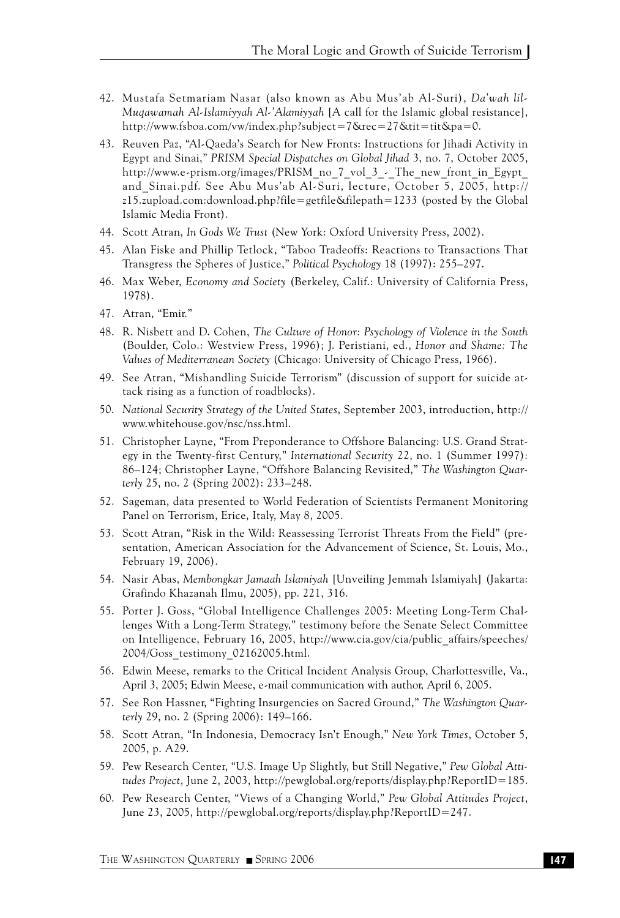42. Mustafa Setmariam Nasar (also known as Abu Mus'ab Al-Suri), *Da'wah lil-Muqawamah Al-Islamiyyah Al-'Alamiyyah* [A call for the Islamic global resistance], http://www.fsboa.com/vw/index.php?subject=7&rec=27&tit=tit&pa=0.
43. Reuven Paz, "Al-Qaeda's Search for New Fronts: Instructions for Jihadi Activity in Egypt and Sinai," *PRISM Special Dispatches on Global Jihad* 3, no. 7, October 2005, http://www.e-prism.org/images/PRISM_no_7_vol_3_-_The_new_front_in_Egypt_and_Sinai.pdf. See Abu Mus'ab Al-Suri, lecture, October 5, 2005, http://z15.zupload.com:download.php?file=getfile&filepath=1233 (posted by the Global Islamic Media Front).
44. Scott Atran, *In Gods We Trust* (New York: Oxford University Press, 2002).
45. Alan Fiske and Phillip Tetlock, "Taboo Tradeoffs: Reactions to Transactions That Transgress the Spheres of Justice," *Political Psychology* 18 (1997): 255–297.
46. Max Weber, *Economy and Society* (Berkeley, Calif.: University of California Press, 1978).
47. Atran, "Emir."
48. R. Nisbett and D. Cohen, *The Culture of Honor: Psychology of Violence in the South* (Boulder, Colo.: Westview Press, 1996); J. Peristiani, ed., *Honor and Shame: The Values of Mediterranean Society* (Chicago: University of Chicago Press, 1966).
49. See Atran, "Mishandling Suicide Terrorism" (discussion of support for suicide attack rising as a function of roadblocks).
50. *National Security Strategy of the United States*, September 2003, introduction, http://www.whitehouse.gov/nsc/nss.html.
51. Christopher Layne, "From Preponderance to Offshore Balancing: U.S. Grand Strategy in the Twenty-first Century," *International Security* 22, no. 1 (Summer 1997): 86–124; Christopher Layne, "Offshore Balancing Revisited," *The Washington Quarterly* 25, no. 2 (Spring 2002): 233–248.
52. Sageman, data presented to World Federation of Scientists Permanent Monitoring Panel on Terrorism, Erice, Italy, May 8, 2005.
53. Scott Atran, "Risk in the Wild: Reassessing Terrorist Threats From the Field" (presentation, American Association for the Advancement of Science, St. Louis, Mo., February 19, 2006).
54. Nasir Abas, *Membongkar Jamaah Islamiyah* [Unveiling Jemmah Islamiyah] (Jakarta: Grafindo Khazanah Ilmu, 2005), pp. 221, 316.
55. Porter J. Goss, "Global Intelligence Challenges 2005: Meeting Long-Term Challenges With a Long-Term Strategy," testimony before the Senate Select Committee on Intelligence, February 16, 2005, http://www.cia.gov/cia/public_affairs/speeches/2004/Goss_testimony_02162005.html.
56. Edwin Meese, remarks to the Critical Incident Analysis Group, Charlottesville, Va., April 3, 2005; Edwin Meese, e-mail communication with author, April 6, 2005.
57. See Ron Hassner, "Fighting Insurgencies on Sacred Ground," *The Washington Quarterly* 29, no. 2 (Spring 2006): 149–166.
58. Scott Atran, "In Indonesia, Democracy Isn't Enough," *New York Times*, October 5, 2005, p. A29.
59. Pew Research Center, "U.S. Image Up Slightly, but Still Negative," *Pew Global Attitudes Project*, June 2, 2003, http://pewglobal.org/reports/display.php?ReportID=185.
60. Pew Research Center, "Views of a Changing World," *Pew Global Attitudes Project*, June 23, 2005, http://pewglobal.org/reports/display.php?ReportID=247.